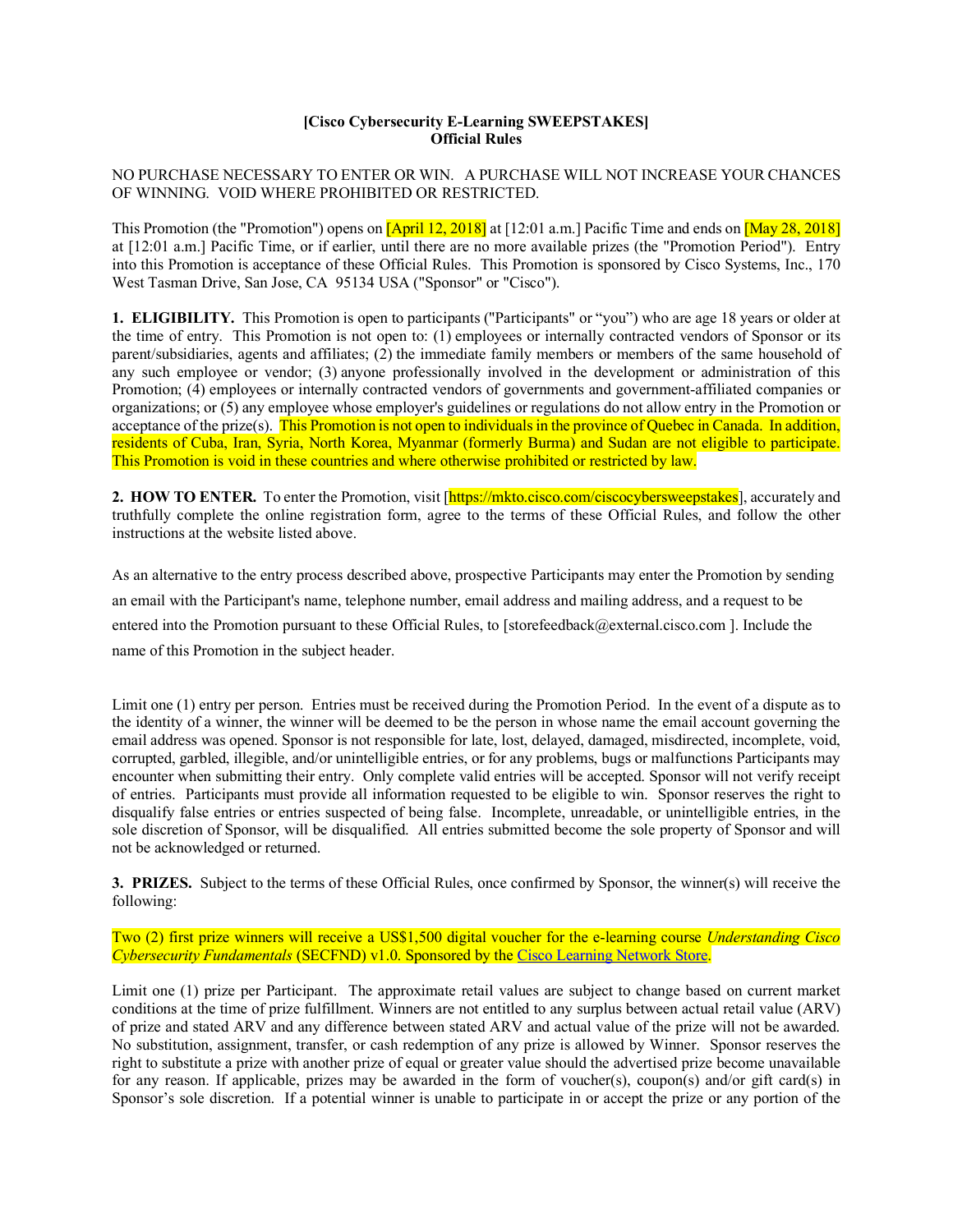**[Cisco Cybersecurity E-Learning SWEEPSTAKES]**
**Official Rules**

NO PURCHASE NECESSARY TO ENTER OR WIN. A PURCHASE WILL NOT INCREASE YOUR CHANCES OF WINNING. VOID WHERE PROHIBITED OR RESTRICTED.

This Promotion (the "Promotion") opens on [April 12, 2018] at [12:01 a.m.] Pacific Time and ends on [May 28, 2018] at [12:01 a.m.] Pacific Time, or if earlier, until there are no more available prizes (the "Promotion Period"). Entry into this Promotion is acceptance of these Official Rules. This Promotion is sponsored by Cisco Systems, Inc., 170 West Tasman Drive, San Jose, CA 95134 USA ("Sponsor" or "Cisco").

**1. ELIGIBILITY.** This Promotion is open to participants ("Participants" or "you") who are age 18 years or older at the time of entry. This Promotion is not open to: (1) employees or internally contracted vendors of Sponsor or its parent/subsidiaries, agents and affiliates; (2) the immediate family members or members of the same household of any such employee or vendor; (3) anyone professionally involved in the development or administration of this Promotion; (4) employees or internally contracted vendors of governments and government-affiliated companies or organizations; or (5) any employee whose employer's guidelines or regulations do not allow entry in the Promotion or acceptance of the prize(s). This Promotion is not open to individuals in the province of Quebec in Canada. In addition, residents of Cuba, Iran, Syria, North Korea, Myanmar (formerly Burma) and Sudan are not eligible to participate. This Promotion is void in these countries and where otherwise prohibited or restricted by law.

**2. HOW TO ENTER.** To enter the Promotion, visit [https://mkto.cisco.com/ciscocybersweepstakes], accurately and truthfully complete the online registration form, agree to the terms of these Official Rules, and follow the other instructions at the website listed above.

As an alternative to the entry process described above, prospective Participants may enter the Promotion by sending an email with the Participant's name, telephone number, email address and mailing address, and a request to be entered into the Promotion pursuant to these Official Rules, to [storefeedback@external.cisco.com ]. Include the name of this Promotion in the subject header.

Limit one (1) entry per person. Entries must be received during the Promotion Period. In the event of a dispute as to the identity of a winner, the winner will be deemed to be the person in whose name the email account governing the email address was opened. Sponsor is not responsible for late, lost, delayed, damaged, misdirected, incomplete, void, corrupted, garbled, illegible, and/or unintelligible entries, or for any problems, bugs or malfunctions Participants may encounter when submitting their entry. Only complete valid entries will be accepted. Sponsor will not verify receipt of entries. Participants must provide all information requested to be eligible to win. Sponsor reserves the right to disqualify false entries or entries suspected of being false. Incomplete, unreadable, or unintelligible entries, in the sole discretion of Sponsor, will be disqualified. All entries submitted become the sole property of Sponsor and will not be acknowledged or returned.

**3. PRIZES.** Subject to the terms of these Official Rules, once confirmed by Sponsor, the winner(s) will receive the following:

Two (2) first prize winners will receive a US$1,500 digital voucher for the e-learning course *Understanding Cisco Cybersecurity Fundamentals* (SECFND) v1.0. Sponsored by the Cisco Learning Network Store.

Limit one (1) prize per Participant. The approximate retail values are subject to change based on current market conditions at the time of prize fulfillment. Winners are not entitled to any surplus between actual retail value (ARV) of prize and stated ARV and any difference between stated ARV and actual value of the prize will not be awarded. No substitution, assignment, transfer, or cash redemption of any prize is allowed by Winner. Sponsor reserves the right to substitute a prize with another prize of equal or greater value should the advertised prize become unavailable for any reason. If applicable, prizes may be awarded in the form of voucher(s), coupon(s) and/or gift card(s) in Sponsor's sole discretion. If a potential winner is unable to participate in or accept the prize or any portion of the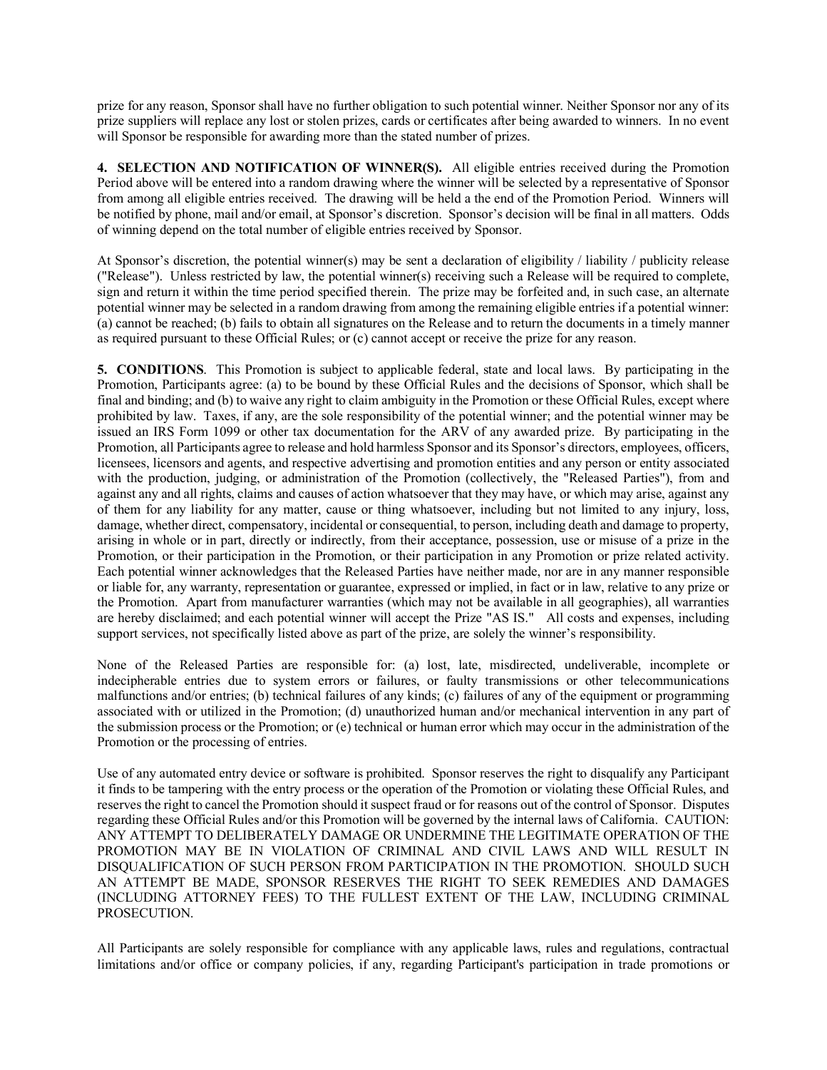prize for any reason, Sponsor shall have no further obligation to such potential winner. Neither Sponsor nor any of its prize suppliers will replace any lost or stolen prizes, cards or certificates after being awarded to winners. In no event will Sponsor be responsible for awarding more than the stated number of prizes.

**4. SELECTION AND NOTIFICATION OF WINNER(S).** All eligible entries received during the Promotion Period above will be entered into a random drawing where the winner will be selected by a representative of Sponsor from among all eligible entries received. The drawing will be held a the end of the Promotion Period. Winners will be notified by phone, mail and/or email, at Sponsor's discretion. Sponsor's decision will be final in all matters. Odds of winning depend on the total number of eligible entries received by Sponsor.

At Sponsor's discretion, the potential winner(s) may be sent a declaration of eligibility / liability / publicity release ("Release"). Unless restricted by law, the potential winner(s) receiving such a Release will be required to complete, sign and return it within the time period specified therein. The prize may be forfeited and, in such case, an alternate potential winner may be selected in a random drawing from among the remaining eligible entries if a potential winner: (a) cannot be reached; (b) fails to obtain all signatures on the Release and to return the documents in a timely manner as required pursuant to these Official Rules; or (c) cannot accept or receive the prize for any reason.

**5. CONDITIONS**. This Promotion is subject to applicable federal, state and local laws. By participating in the Promotion, Participants agree: (a) to be bound by these Official Rules and the decisions of Sponsor, which shall be final and binding; and (b) to waive any right to claim ambiguity in the Promotion or these Official Rules, except where prohibited by law. Taxes, if any, are the sole responsibility of the potential winner; and the potential winner may be issued an IRS Form 1099 or other tax documentation for the ARV of any awarded prize. By participating in the Promotion, all Participants agree to release and hold harmless Sponsor and its Sponsor's directors, employees, officers, licensees, licensors and agents, and respective advertising and promotion entities and any person or entity associated with the production, judging, or administration of the Promotion (collectively, the "Released Parties"), from and against any and all rights, claims and causes of action whatsoever that they may have, or which may arise, against any of them for any liability for any matter, cause or thing whatsoever, including but not limited to any injury, loss, damage, whether direct, compensatory, incidental or consequential, to person, including death and damage to property, arising in whole or in part, directly or indirectly, from their acceptance, possession, use or misuse of a prize in the Promotion, or their participation in the Promotion, or their participation in any Promotion or prize related activity. Each potential winner acknowledges that the Released Parties have neither made, nor are in any manner responsible or liable for, any warranty, representation or guarantee, expressed or implied, in fact or in law, relative to any prize or the Promotion. Apart from manufacturer warranties (which may not be available in all geographies), all warranties are hereby disclaimed; and each potential winner will accept the Prize "AS IS." All costs and expenses, including support services, not specifically listed above as part of the prize, are solely the winner's responsibility.

None of the Released Parties are responsible for: (a) lost, late, misdirected, undeliverable, incomplete or indecipherable entries due to system errors or failures, or faulty transmissions or other telecommunications malfunctions and/or entries; (b) technical failures of any kinds; (c) failures of any of the equipment or programming associated with or utilized in the Promotion; (d) unauthorized human and/or mechanical intervention in any part of the submission process or the Promotion; or (e) technical or human error which may occur in the administration of the Promotion or the processing of entries.

Use of any automated entry device or software is prohibited. Sponsor reserves the right to disqualify any Participant it finds to be tampering with the entry process or the operation of the Promotion or violating these Official Rules, and reserves the right to cancel the Promotion should it suspect fraud or for reasons out of the control of Sponsor. Disputes regarding these Official Rules and/or this Promotion will be governed by the internal laws of California. CAUTION: ANY ATTEMPT TO DELIBERATELY DAMAGE OR UNDERMINE THE LEGITIMATE OPERATION OF THE PROMOTION MAY BE IN VIOLATION OF CRIMINAL AND CIVIL LAWS AND WILL RESULT IN DISQUALIFICATION OF SUCH PERSON FROM PARTICIPATION IN THE PROMOTION. SHOULD SUCH AN ATTEMPT BE MADE, SPONSOR RESERVES THE RIGHT TO SEEK REMEDIES AND DAMAGES (INCLUDING ATTORNEY FEES) TO THE FULLEST EXTENT OF THE LAW, INCLUDING CRIMINAL PROSECUTION.

All Participants are solely responsible for compliance with any applicable laws, rules and regulations, contractual limitations and/or office or company policies, if any, regarding Participant's participation in trade promotions or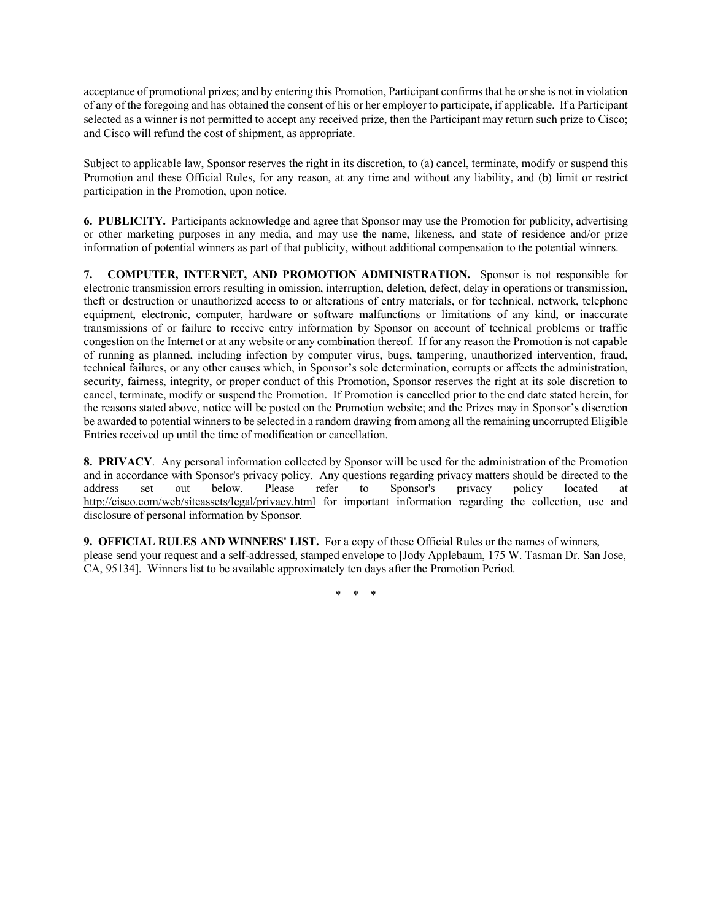acceptance of promotional prizes; and by entering this Promotion, Participant confirms that he or she is not in violation of any of the foregoing and has obtained the consent of his or her employer to participate, if applicable. If a Participant selected as a winner is not permitted to accept any received prize, then the Participant may return such prize to Cisco; and Cisco will refund the cost of shipment, as appropriate.

Subject to applicable law, Sponsor reserves the right in its discretion, to (a) cancel, terminate, modify or suspend this Promotion and these Official Rules, for any reason, at any time and without any liability, and (b) limit or restrict participation in the Promotion, upon notice.

**6. PUBLICITY.** Participants acknowledge and agree that Sponsor may use the Promotion for publicity, advertising or other marketing purposes in any media, and may use the name, likeness, and state of residence and/or prize information of potential winners as part of that publicity, without additional compensation to the potential winners.

**7. COMPUTER, INTERNET, AND PROMOTION ADMINISTRATION.** Sponsor is not responsible for electronic transmission errors resulting in omission, interruption, deletion, defect, delay in operations or transmission, theft or destruction or unauthorized access to or alterations of entry materials, or for technical, network, telephone equipment, electronic, computer, hardware or software malfunctions or limitations of any kind, or inaccurate transmissions of or failure to receive entry information by Sponsor on account of technical problems or traffic congestion on the Internet or at any website or any combination thereof. If for any reason the Promotion is not capable of running as planned, including infection by computer virus, bugs, tampering, unauthorized intervention, fraud, technical failures, or any other causes which, in Sponsor's sole determination, corrupts or affects the administration, security, fairness, integrity, or proper conduct of this Promotion, Sponsor reserves the right at its sole discretion to cancel, terminate, modify or suspend the Promotion. If Promotion is cancelled prior to the end date stated herein, for the reasons stated above, notice will be posted on the Promotion website; and the Prizes may in Sponsor's discretion be awarded to potential winners to be selected in a random drawing from among all the remaining uncorrupted Eligible Entries received up until the time of modification or cancellation.

**8. PRIVACY**. Any personal information collected by Sponsor will be used for the administration of the Promotion and in accordance with Sponsor's privacy policy. Any questions regarding privacy matters should be directed to the address set out below. Please refer to Sponsor's privacy policy located at http://cisco.com/web/siteassets/legal/privacy.html for important information regarding the collection, use and disclosure of personal information by Sponsor.

**9. OFFICIAL RULES AND WINNERS' LIST.** For a copy of these Official Rules or the names of winners, please send your request and a self-addressed, stamped envelope to [Jody Applebaum, 175 W. Tasman Dr. San Jose, CA, 95134]. Winners list to be available approximately ten days after the Promotion Period.

\* \* \*